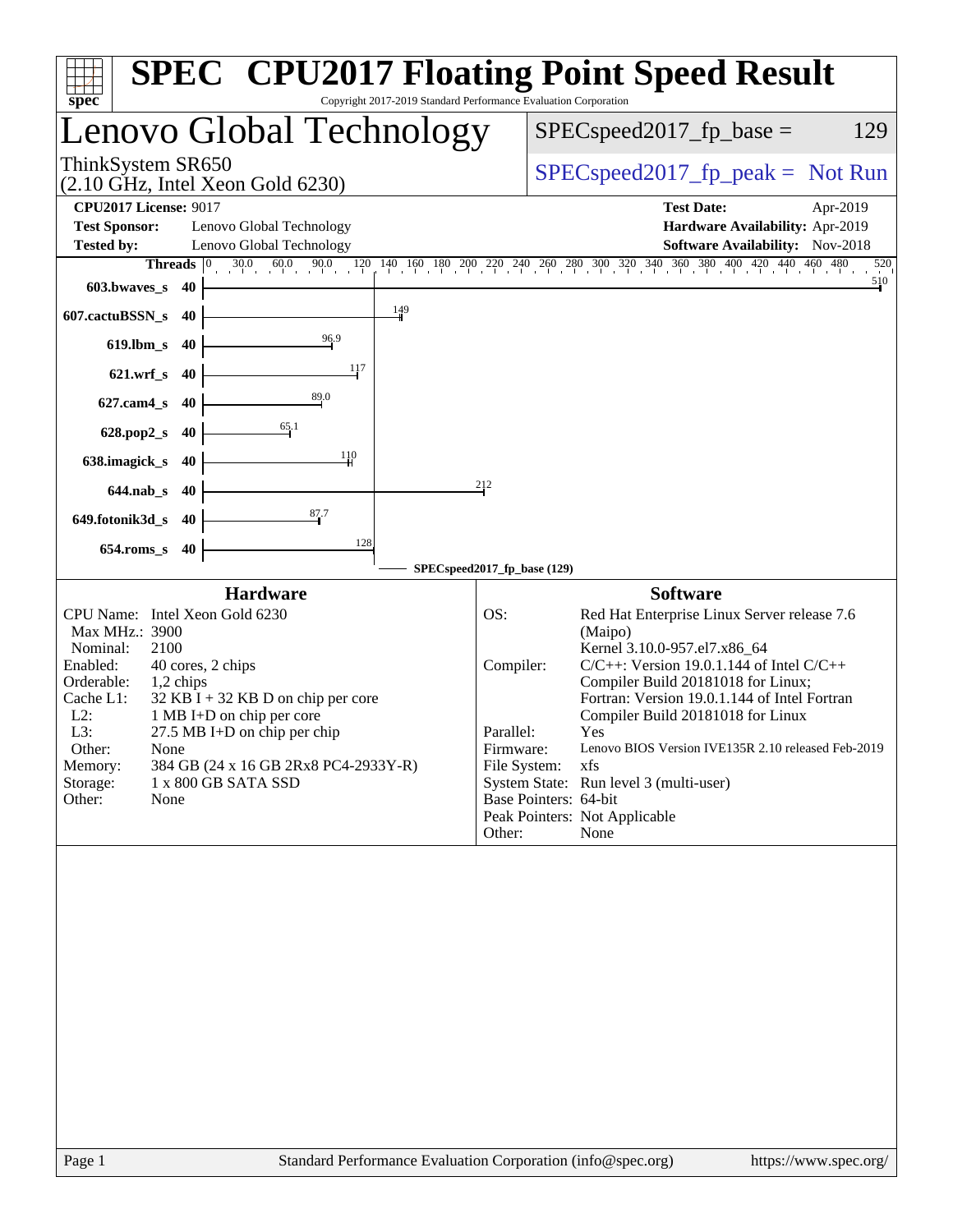# SPEC CPU2017 Floating Point Speed Result

Copyright 2017-2019 Standard Performance Evaluation Corporation

## Lenovo Global Technology

ThinkSystem SR650
(2.10 GHz, Intel Xeon Gold 6230)

SPECspeed2017_fp_base = 129

SPECspeed2017_fp_peak = Not Run

**CPU2017 License:** 9017
**Test Sponsor:** Lenovo Global Technology
**Tested by:** Lenovo Global Technology

**Test Date:** Apr-2019
**Hardware Availability:** Apr-2019
**Software Availability:** Nov-2018

| Benchmark | Threads | Base |
|---|---|---|
| 603.bwaves_s | 40 | 510 |
| 607.cactuBSSN_s | 40 | 149 |
| 619.lbm_s | 40 | 96.9 |
| 621.wrf_s | 40 | 117 |
| 627.cam4_s | 40 | 89.0 |
| 628.pop2_s | 40 | 65.1 |
| 638.imagick_s | 40 | 110 |
| 644.nab_s | 40 | 212 |
| 649.fotonik3d_s | 40 | 87.7 |
| 654.roms_s | 40 | 128 |

SPECspeed2017_fp_base (129)

### Hardware

| | |
|---|---|
| CPU Name: | Intel Xeon Gold 6230 |
| Max MHz.: | 3900 |
| Nominal: | 2100 |
| Enabled: | 40 cores, 2 chips |
| Orderable: | 1,2 chips |
| Cache L1: | 32 KB I + 32 KB D on chip per core |
| L2: | 1 MB I+D on chip per core |
| L3: | 27.5 MB I+D on chip per chip |
| Other: | None |
| Memory: | 384 GB (24 x 16 GB 2Rx8 PC4-2933Y-R) |
| Storage: | 1 x 800 GB SATA SSD |
| Other: | None |

### Software

| | |
|---|---|
| OS: | Red Hat Enterprise Linux Server release 7.6 (Maipo) Kernel 3.10.0-957.el7.x86_64 |
| Compiler: | C/C++: Version 19.0.1.144 of Intel C/C++ Compiler Build 20181018 for Linux; Fortran: Version 19.0.1.144 of Intel Fortran Compiler Build 20181018 for Linux |
| Parallel: | Yes |
| Firmware: | Lenovo BIOS Version IVE135R 2.10 released Feb-2019 |
| File System: | xfs |
| System State: | Run level 3 (multi-user) |
| Base Pointers: | 64-bit |
| Peak Pointers: | Not Applicable |
| Other: | None |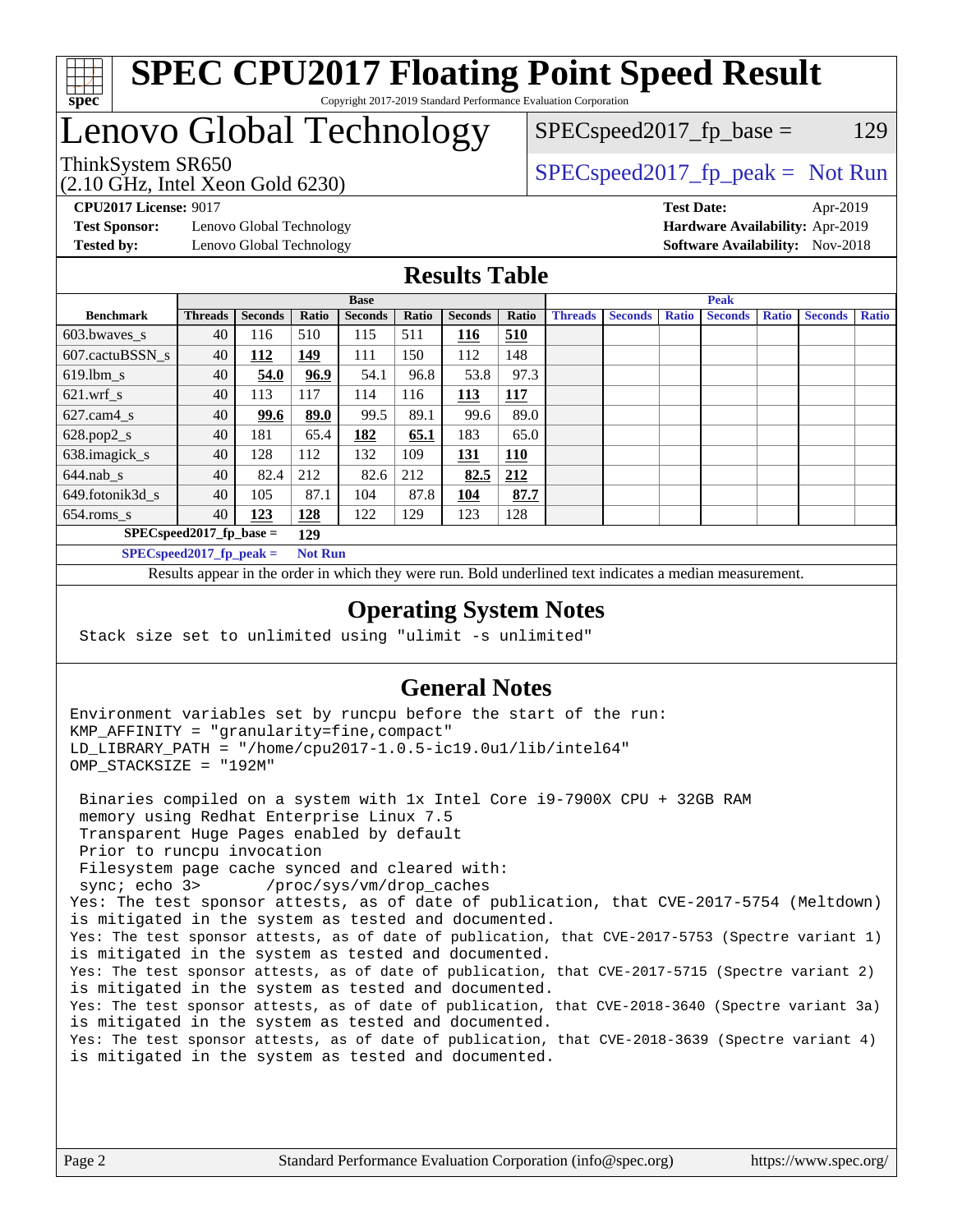# SPEC CPU2017 Floating Point Speed Result

Copyright 2017-2019 Standard Performance Evaluation Corporation

# Lenovo Global Technology

ThinkSystem SR650
(2.10 GHz, Intel Xeon Gold 6230)

SPECspeed2017_fp_base = 129

SPECspeed2017_fp_peak = Not Run

**CPU2017 License:** 9017
**Test Sponsor:** Lenovo Global Technology
**Tested by:** Lenovo Global Technology

**Test Date:** Apr-2019
**Hardware Availability:** Apr-2019
**Software Availability:** Nov-2018

## Results Table

| | Base | | | | | | | Peak | | | | | | |
|---|---|---|---|---|---|---|---|---|---|---|---|---|---|---|
| **Benchmark** | **Threads** | **Seconds** | **Ratio** | **Seconds** | **Ratio** | **Seconds** | **Ratio** | **Threads** | **Seconds** | **Ratio** | **Seconds** | **Ratio** | **Seconds** | **Ratio** |
| 603.bwaves_s | 40 | 116 | 510 | 115 | 511 | **116** | **510** | | | | | | | |
| 607.cactuBSSN_s | 40 | **112** | **149** | 111 | 150 | 112 | 148 | | | | | | | |
| 619.lbm_s | 40 | **54.0** | **96.9** | 54.1 | 96.8 | 53.8 | 97.3 | | | | | | | |
| 621.wrf_s | 40 | 113 | 117 | 114 | 116 | **113** | **117** | | | | | | | |
| 627.cam4_s | 40 | **99.6** | **89.0** | 99.5 | 89.1 | 99.6 | 89.0 | | | | | | | |
| 628.pop2_s | 40 | 181 | 65.4 | **182** | **65.1** | 183 | 65.0 | | | | | | | |
| 638.imagick_s | 40 | 128 | 112 | 132 | 109 | **131** | **110** | | | | | | | |
| 644.nab_s | 40 | 82.4 | 212 | 82.6 | 212 | **82.5** | **212** | | | | | | | |
| 649.fotonik3d_s | 40 | 105 | 87.1 | 104 | 87.8 | **104** | **87.7** | | | | | | | |
| 654.roms_s | 40 | **123** | **128** | 122 | 129 | 123 | 128 | | | | | | | |

**SPECspeed2017_fp_base =** **129**

**SPECspeed2017_fp_peak =** **Not Run**

Results appear in the order in which they were run. Bold underlined text indicates a median measurement.

## Operating System Notes

```
Stack size set to unlimited using "ulimit -s unlimited"
```

## General Notes

```
Environment variables set by runcpu before the start of the run:
KMP_AFFINITY = "granularity=fine,compact"
LD_LIBRARY_PATH = "/home/cpu2017-1.0.5-ic19.0u1/lib/intel64"
OMP_STACKSIZE = "192M"

 Binaries compiled on a system with 1x Intel Core i9-7900X CPU + 32GB RAM
 memory using Redhat Enterprise Linux 7.5
 Transparent Huge Pages enabled by default
 Prior to runcpu invocation
 Filesystem page cache synced and cleared with:
 sync; echo 3>       /proc/sys/vm/drop_caches
Yes: The test sponsor attests, as of date of publication, that CVE-2017-5754 (Meltdown)
is mitigated in the system as tested and documented.
Yes: The test sponsor attests, as of date of publication, that CVE-2017-5753 (Spectre variant 1)
is mitigated in the system as tested and documented.
Yes: The test sponsor attests, as of date of publication, that CVE-2017-5715 (Spectre variant 2)
is mitigated in the system as tested and documented.
Yes: The test sponsor attests, as of date of publication, that CVE-2018-3640 (Spectre variant 3a)
is mitigated in the system as tested and documented.
Yes: The test sponsor attests, as of date of publication, that CVE-2018-3639 (Spectre variant 4)
is mitigated in the system as tested and documented.
```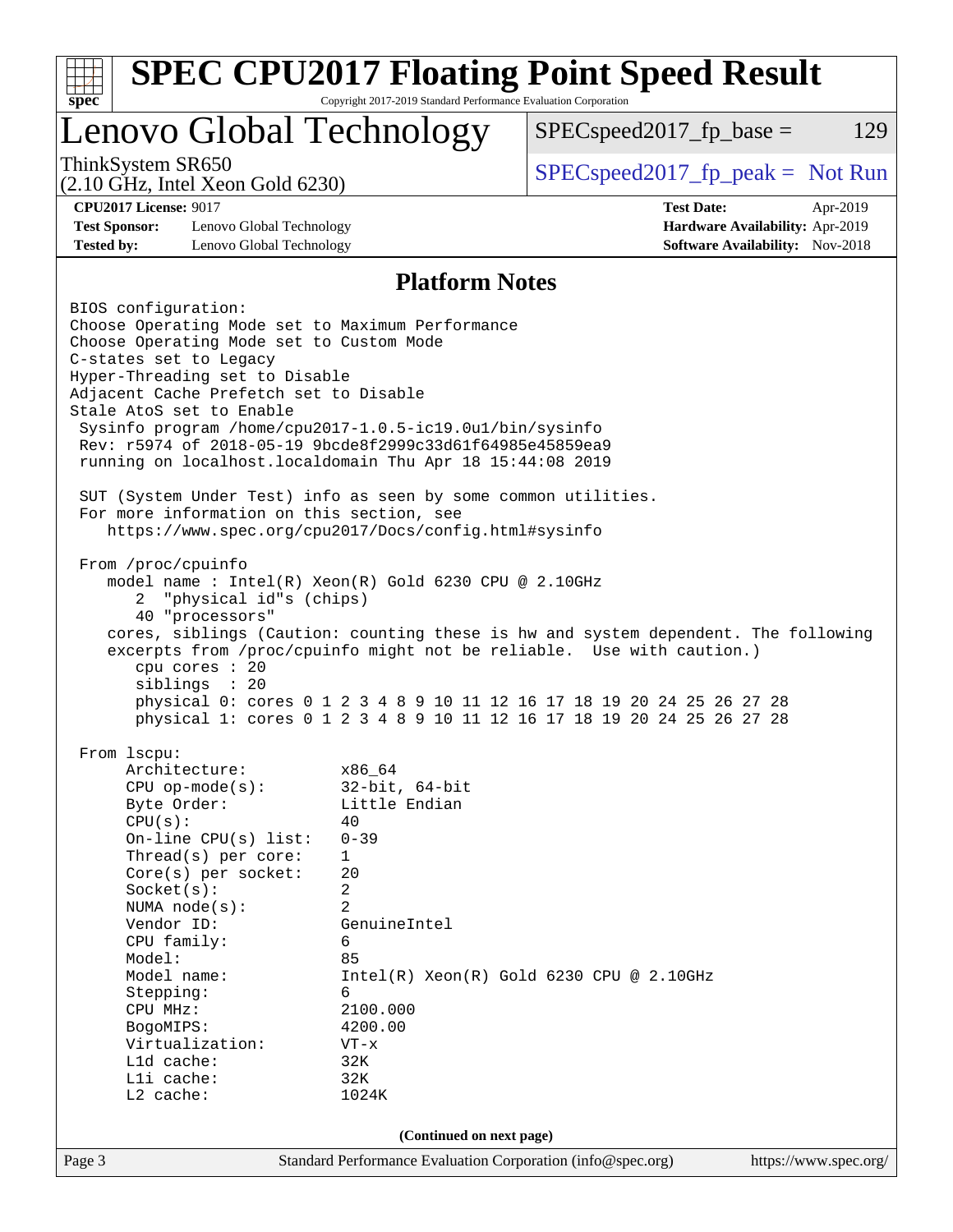# SPEC CPU2017 Floating Point Speed Result

Copyright 2017-2019 Standard Performance Evaluation Corporation

## Lenovo Global Technology

ThinkSystem SR650
(2.10 GHz, Intel Xeon Gold 6230)

SPECspeed2017_fp_base = 129

SPECspeed2017_fp_peak = Not Run

**CPU2017 License:** 9017
**Test Sponsor:** Lenovo Global Technology
**Tested by:** Lenovo Global Technology

**Test Date:** Apr-2019
**Hardware Availability:** Apr-2019
**Software Availability:** Nov-2018

## Platform Notes

```
BIOS configuration:
Choose Operating Mode set to Maximum Performance
Choose Operating Mode set to Custom Mode
C-states set to Legacy
Hyper-Threading set to Disable
Adjacent Cache Prefetch set to Disable
Stale AtoS set to Enable
 Sysinfo program /home/cpu2017-1.0.5-ic19.0u1/bin/sysinfo
 Rev: r5974 of 2018-05-19 9bcde8f2999c33d61f64985e45859ea9
 running on localhost.localdomain Thu Apr 18 15:44:08 2019

 SUT (System Under Test) info as seen by some common utilities.
 For more information on this section, see
    https://www.spec.org/cpu2017/Docs/config.html#sysinfo

 From /proc/cpuinfo
    model name : Intel(R) Xeon(R) Gold 6230 CPU @ 2.10GHz
       2  "physical id"s (chips)
       40 "processors"
    cores, siblings (Caution: counting these is hw and system dependent. The following
    excerpts from /proc/cpuinfo might not be reliable.  Use with caution.)
       cpu cores : 20
       siblings  : 20
       physical 0: cores 0 1 2 3 4 8 9 10 11 12 16 17 18 19 20 24 25 26 27 28
       physical 1: cores 0 1 2 3 4 8 9 10 11 12 16 17 18 19 20 24 25 26 27 28

 From lscpu:
      Architecture:          x86_64
      CPU op-mode(s):        32-bit, 64-bit
      Byte Order:            Little Endian
      CPU(s):                40
      On-line CPU(s) list:   0-39
      Thread(s) per core:    1
      Core(s) per socket:    20
      Socket(s):             2
      NUMA node(s):          2
      Vendor ID:             GenuineIntel
      CPU family:            6
      Model:                 85
      Model name:            Intel(R) Xeon(R) Gold 6230 CPU @ 2.10GHz
      Stepping:              6
      CPU MHz:               2100.000
      BogoMIPS:              4200.00
      Virtualization:        VT-x
      L1d cache:             32K
      L1i cache:             32K
      L2 cache:              1024K
```

(Continued on next page)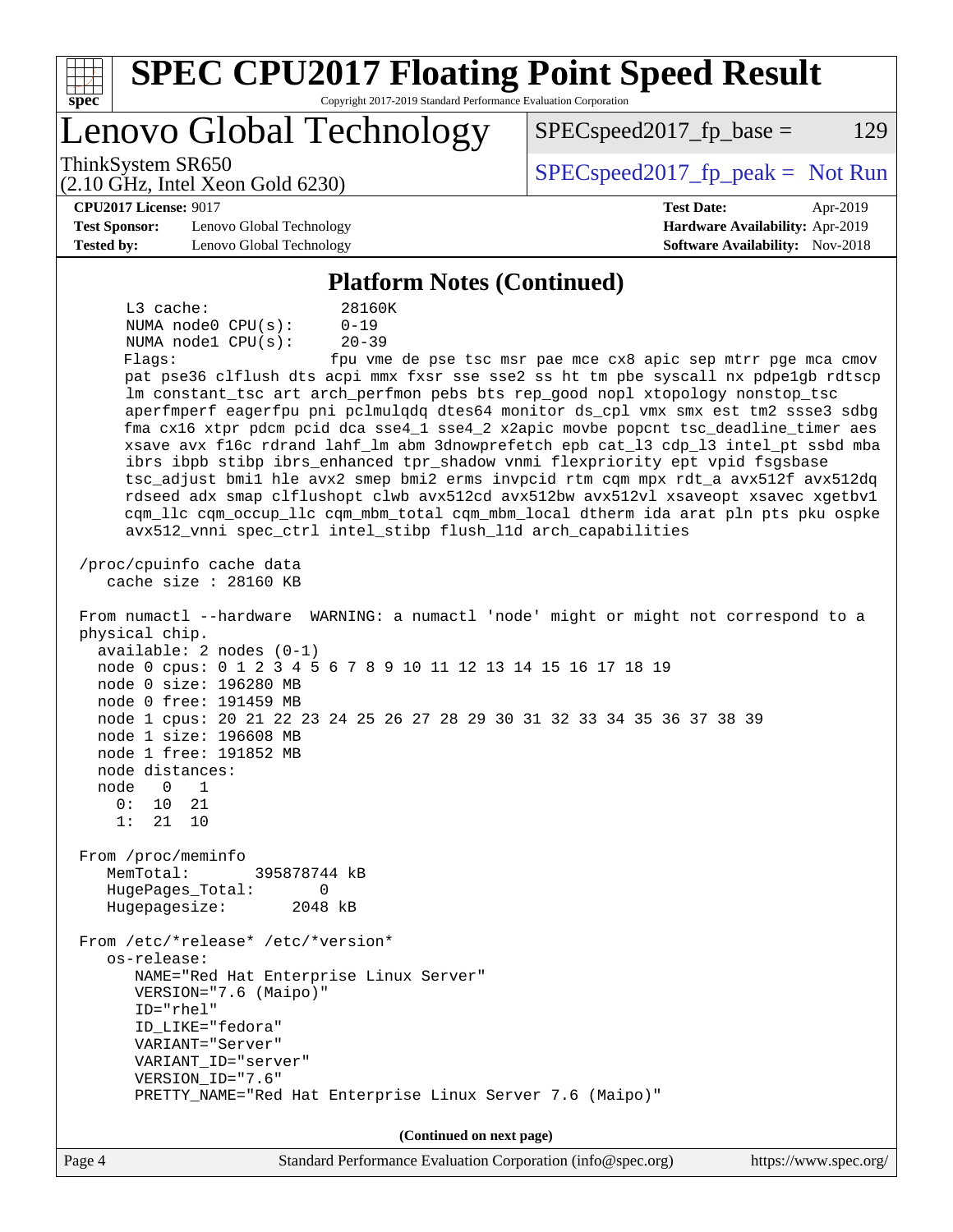## Platform Notes (Continued)

```
     L3 cache:              28160K
     NUMA node0 CPU(s):     0-19
     NUMA node1 CPU(s):     20-39
     Flags:                 fpu vme de pse tsc msr pae mce cx8 apic sep mtrr pge mca cmov
     pat pse36 clflush dts acpi mmx fxsr sse sse2 ss ht tm pbe syscall nx pdpe1gb rdtscp
     lm constant_tsc art arch_perfmon pebs bts rep_good nopl xtopology nonstop_tsc
     aperfmperf eagerfpu pni pclmulqdq dtes64 monitor ds_cpl vmx smx est tm2 ssse3 sdbg
     fma cx16 xtpr pdcm pcid dca sse4_1 sse4_2 x2apic movbe popcnt tsc_deadline_timer aes
     xsave avx f16c rdrand lahf_lm abm 3dnowprefetch epb cat_l3 cdp_l3 intel_pt ssbd mba
     ibrs ibpb stibp ibrs_enhanced tpr_shadow vnmi flexpriority ept vpid fsgsbase
     tsc_adjust bmi1 hle avx2 smep bmi2 erms invpcid rtm cqm mpx rdt_a avx512f avx512dq
     rdseed adx smap clflushopt clwb avx512cd avx512bw avx512vl xsaveopt xsavec xgetbv1
     cqm_llc cqm_occup_llc cqm_mbm_total cqm_mbm_local dtherm ida arat pln pts pku ospke
     avx512_vnni spec_ctrl intel_stibp flush_l1d arch_capabilities

 /proc/cpuinfo cache data
    cache size : 28160 KB

 From numactl --hardware  WARNING: a numactl 'node' might or might not correspond to a
 physical chip.
   available: 2 nodes (0-1)
   node 0 cpus: 0 1 2 3 4 5 6 7 8 9 10 11 12 13 14 15 16 17 18 19
   node 0 size: 196280 MB
   node 0 free: 191459 MB
   node 1 cpus: 20 21 22 23 24 25 26 27 28 29 30 31 32 33 34 35 36 37 38 39
   node 1 size: 196608 MB
   node 1 free: 191852 MB
   node distances:
   node   0   1
     0:  10  21
     1:  21  10

 From /proc/meminfo
    MemTotal:       395878744 kB
    HugePages_Total:       0
    Hugepagesize:       2048 kB

 From /etc/*release* /etc/*version*
    os-release:
       NAME="Red Hat Enterprise Linux Server"
       VERSION="7.6 (Maipo)"
       ID="rhel"
       ID_LIKE="fedora"
       VARIANT="Server"
       VARIANT_ID="server"
       VERSION_ID="7.6"
       PRETTY_NAME="Red Hat Enterprise Linux Server 7.6 (Maipo)"
```

(Continued on next page)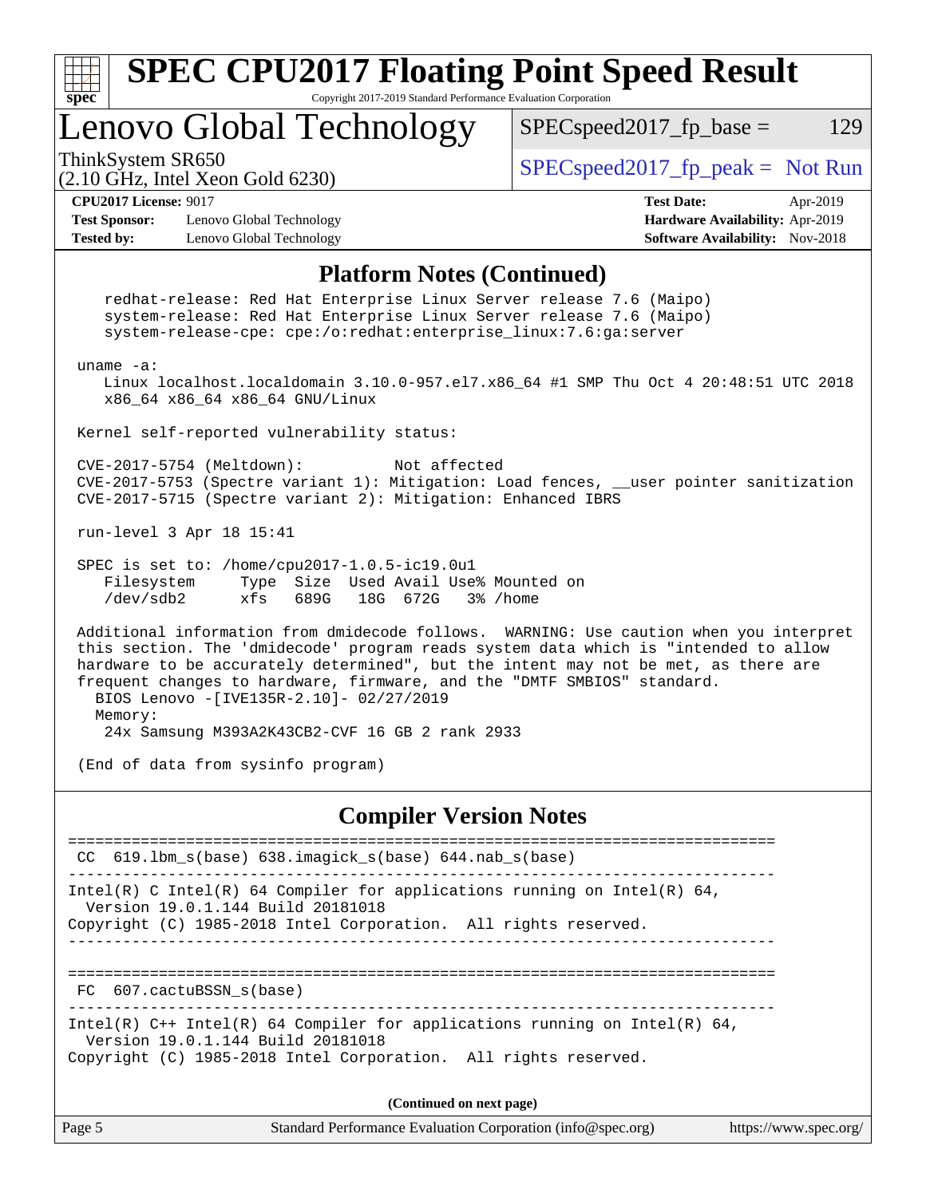## Platform Notes (Continued)

```
    redhat-release: Red Hat Enterprise Linux Server release 7.6 (Maipo)
    system-release: Red Hat Enterprise Linux Server release 7.6 (Maipo)
    system-release-cpe: cpe:/o:redhat:enterprise_linux:7.6:ga:server

 uname -a:
    Linux localhost.localdomain 3.10.0-957.el7.x86_64 #1 SMP Thu Oct 4 20:48:51 UTC 2018
    x86_64 x86_64 x86_64 GNU/Linux

 Kernel self-reported vulnerability status:

 CVE-2017-5754 (Meltdown):          Not affected
 CVE-2017-5753 (Spectre variant 1): Mitigation: Load fences, __user pointer sanitization
 CVE-2017-5715 (Spectre variant 2): Mitigation: Enhanced IBRS

 run-level 3 Apr 18 15:41

 SPEC is set to: /home/cpu2017-1.0.5-ic19.0u1
    Filesystem     Type  Size  Used Avail Use% Mounted on
    /dev/sdb2      xfs   689G   18G  672G   3% /home

 Additional information from dmidecode follows.  WARNING: Use caution when you interpret
 this section. The 'dmidecode' program reads system data which is "intended to allow
 hardware to be accurately determined", but the intent may not be met, as there are
 frequent changes to hardware, firmware, and the "DMTF SMBIOS" standard.
   BIOS Lenovo -[IVE135R-2.10]- 02/27/2019
   Memory:
    24x Samsung M393A2K43CB2-CVF 16 GB 2 rank 2933

 (End of data from sysinfo program)
```

## Compiler Version Notes

```
==============================================================================
 CC  619.lbm_s(base) 638.imagick_s(base) 644.nab_s(base)
------------------------------------------------------------------------------
Intel(R) C Intel(R) 64 Compiler for applications running on Intel(R) 64,
  Version 19.0.1.144 Build 20181018
Copyright (C) 1985-2018 Intel Corporation.  All rights reserved.
------------------------------------------------------------------------------

==============================================================================
 FC  607.cactuBSSN_s(base)
------------------------------------------------------------------------------
Intel(R) C++ Intel(R) 64 Compiler for applications running on Intel(R) 64,
  Version 19.0.1.144 Build 20181018
Copyright (C) 1985-2018 Intel Corporation.  All rights reserved.
```

(Continued on next page)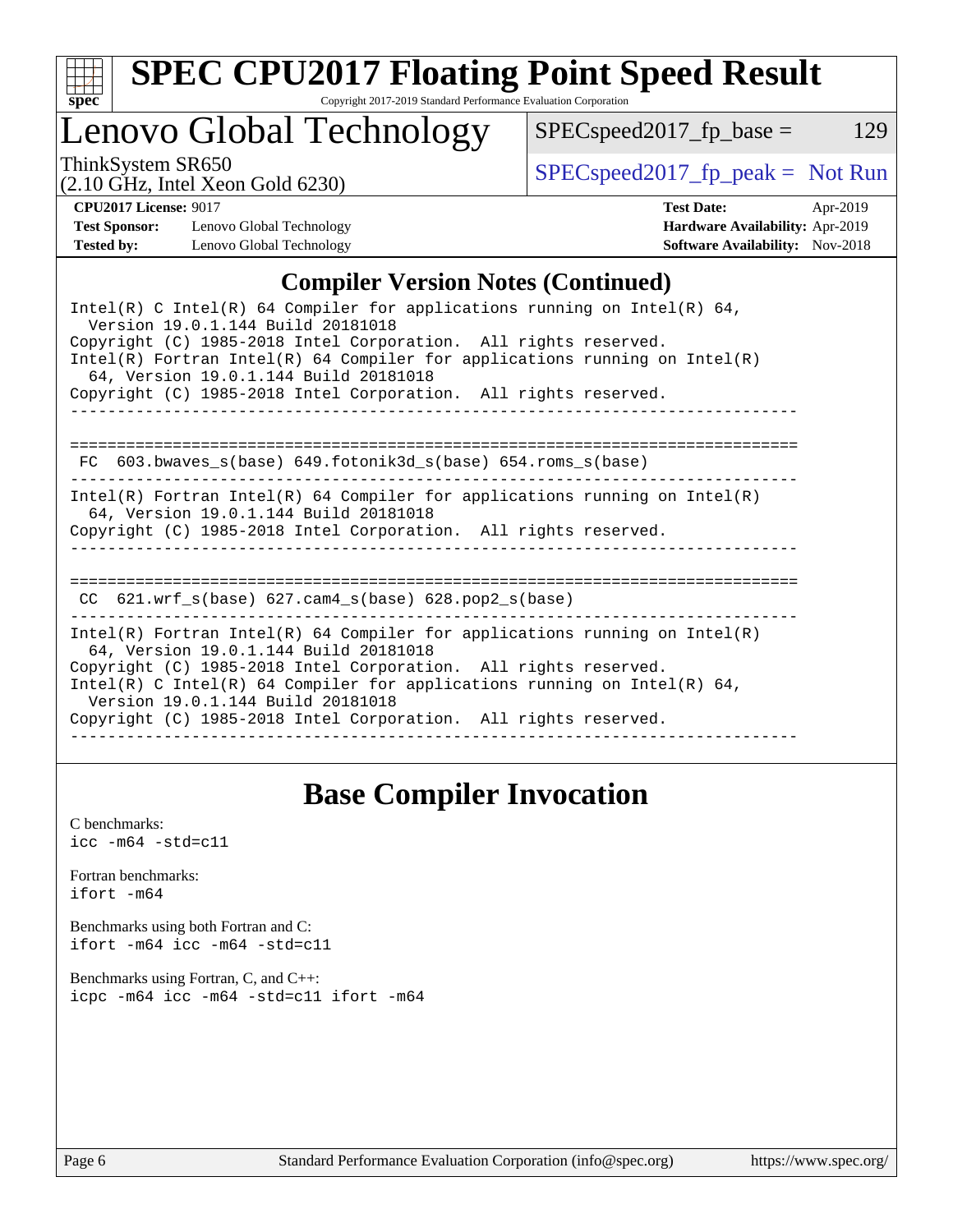# SPEC CPU2017 Floating Point Speed Result

Copyright 2017-2019 Standard Performance Evaluation Corporation

## Lenovo Global Technology

ThinkSystem SR650
(2.10 GHz, Intel Xeon Gold 6230)

SPECspeed2017_fp_base = 129

SPECspeed2017_fp_peak = Not Run

**CPU2017 License:** 9017
**Test Sponsor:** Lenovo Global Technology
**Tested by:** Lenovo Global Technology

**Test Date:** Apr-2019
**Hardware Availability:** Apr-2019
**Software Availability:** Nov-2018

## Compiler Version Notes (Continued)

```
Intel(R) C Intel(R) 64 Compiler for applications running on Intel(R) 64,
  Version 19.0.1.144 Build 20181018
Copyright (C) 1985-2018 Intel Corporation.  All rights reserved.
Intel(R) Fortran Intel(R) 64 Compiler for applications running on Intel(R)
  64, Version 19.0.1.144 Build 20181018
Copyright (C) 1985-2018 Intel Corporation.  All rights reserved.
------------------------------------------------------------------------------

==============================================================================
 FC  603.bwaves_s(base) 649.fotonik3d_s(base) 654.roms_s(base)
------------------------------------------------------------------------------
Intel(R) Fortran Intel(R) 64 Compiler for applications running on Intel(R)
  64, Version 19.0.1.144 Build 20181018
Copyright (C) 1985-2018 Intel Corporation.  All rights reserved.
------------------------------------------------------------------------------

==============================================================================
 CC  621.wrf_s(base) 627.cam4_s(base) 628.pop2_s(base)
------------------------------------------------------------------------------
Intel(R) Fortran Intel(R) 64 Compiler for applications running on Intel(R)
  64, Version 19.0.1.144 Build 20181018
Copyright (C) 1985-2018 Intel Corporation.  All rights reserved.
Intel(R) C Intel(R) 64 Compiler for applications running on Intel(R) 64,
  Version 19.0.1.144 Build 20181018
Copyright (C) 1985-2018 Intel Corporation.  All rights reserved.
------------------------------------------------------------------------------
```

## Base Compiler Invocation

C benchmarks:
`icc -m64 -std=c11`

Fortran benchmarks:
`ifort -m64`

Benchmarks using both Fortran and C:
`ifort -m64 icc -m64 -std=c11`

Benchmarks using Fortran, C, and C++:
`icpc -m64 icc -m64 -std=c11 ifort -m64`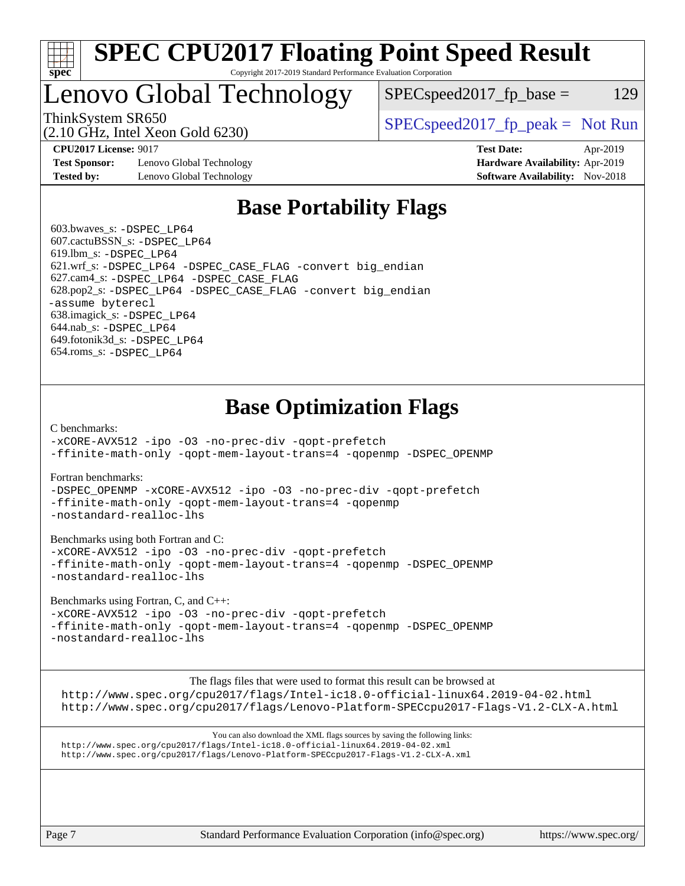# SPEC CPU2017 Floating Point Speed Result

Copyright 2017-2019 Standard Performance Evaluation Corporation

## Lenovo Global Technology

ThinkSystem SR650
(2.10 GHz, Intel Xeon Gold 6230)

SPECspeed2017_fp_base = 129

SPECspeed2017_fp_peak = Not Run

**CPU2017 License:** 9017
**Test Sponsor:** Lenovo Global Technology
**Tested by:** Lenovo Global Technology

**Test Date:** Apr-2019
**Hardware Availability:** Apr-2019
**Software Availability:** Nov-2018

## Base Portability Flags

603.bwaves_s: -DSPEC_LP64
607.cactuBSSN_s: -DSPEC_LP64
619.lbm_s: -DSPEC_LP64
621.wrf_s: -DSPEC_LP64 -DSPEC_CASE_FLAG -convert big_endian
627.cam4_s: -DSPEC_LP64 -DSPEC_CASE_FLAG
628.pop2_s: -DSPEC_LP64 -DSPEC_CASE_FLAG -convert big_endian -assume byterecl
638.imagick_s: -DSPEC_LP64
644.nab_s: -DSPEC_LP64
649.fotonik3d_s: -DSPEC_LP64
654.roms_s: -DSPEC_LP64

## Base Optimization Flags

C benchmarks:
-xCORE-AVX512 -ipo -O3 -no-prec-div -qopt-prefetch
-ffinite-math-only -qopt-mem-layout-trans=4 -qopenmp -DSPEC_OPENMP

Fortran benchmarks:
-DSPEC_OPENMP -xCORE-AVX512 -ipo -O3 -no-prec-div -qopt-prefetch
-ffinite-math-only -qopt-mem-layout-trans=4 -qopenmp
-nostandard-realloc-lhs

Benchmarks using both Fortran and C:
-xCORE-AVX512 -ipo -O3 -no-prec-div -qopt-prefetch
-ffinite-math-only -qopt-mem-layout-trans=4 -qopenmp -DSPEC_OPENMP
-nostandard-realloc-lhs

Benchmarks using Fortran, C, and C++:
-xCORE-AVX512 -ipo -O3 -no-prec-div -qopt-prefetch
-ffinite-math-only -qopt-mem-layout-trans=4 -qopenmp -DSPEC_OPENMP
-nostandard-realloc-lhs

The flags files that were used to format this result can be browsed at
http://www.spec.org/cpu2017/flags/Intel-ic18.0-official-linux64.2019-04-02.html
http://www.spec.org/cpu2017/flags/Lenovo-Platform-SPECcpu2017-Flags-V1.2-CLX-A.html

You can also download the XML flags sources by saving the following links:
http://www.spec.org/cpu2017/flags/Intel-ic18.0-official-linux64.2019-04-02.xml
http://www.spec.org/cpu2017/flags/Lenovo-Platform-SPECcpu2017-Flags-V1.2-CLX-A.xml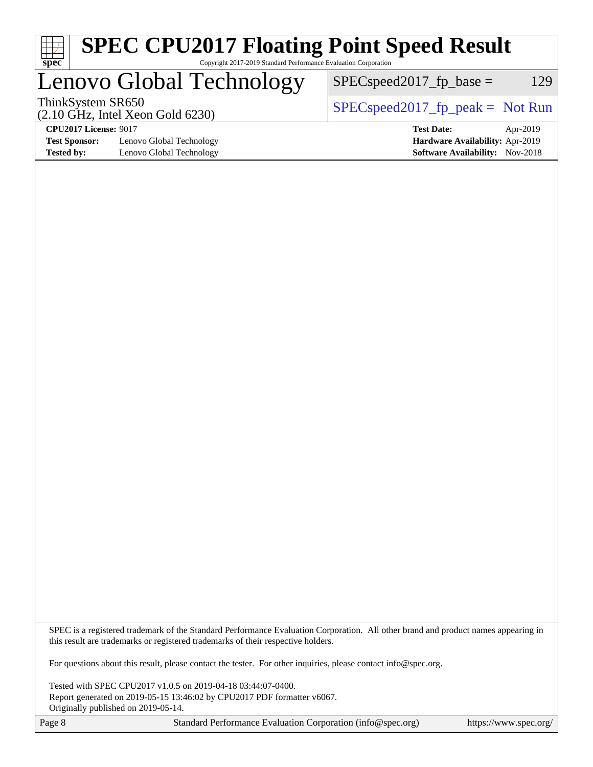# SPEC CPU2017 Floating Point Speed Result

Copyright 2017-2019 Standard Performance Evaluation Corporation

# Lenovo Global Technology

ThinkSystem SR650
(2.10 GHz, Intel Xeon Gold 6230)

SPECspeed2017_fp_base = 129

SPECspeed2017_fp_peak = Not Run

**CPU2017 License:** 9017
**Test Sponsor:** Lenovo Global Technology
**Tested by:** Lenovo Global Technology

**Test Date:** Apr-2019
**Hardware Availability:** Apr-2019
**Software Availability:** Nov-2018

SPEC is a registered trademark of the Standard Performance Evaluation Corporation. All other brand and product names appearing in this result are trademarks or registered trademarks of their respective holders.

For questions about this result, please contact the tester. For other inquiries, please contact info@spec.org.

Tested with SPEC CPU2017 v1.0.5 on 2019-04-18 03:44:07-0400.
Report generated on 2019-05-15 13:46:02 by CPU2017 PDF formatter v6067.
Originally published on 2019-05-14.